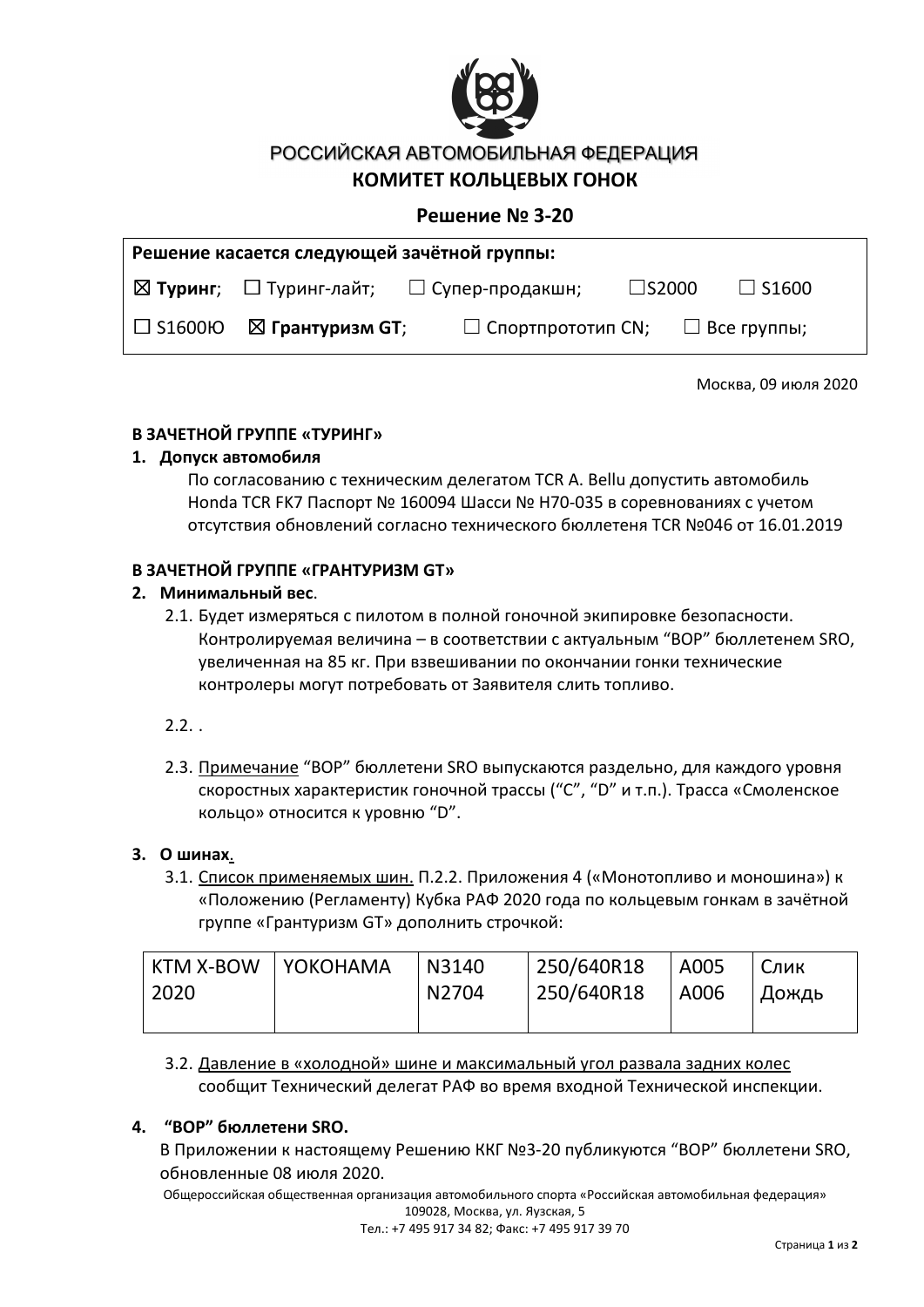РОССИЙСКАЯ АВТОМОБИЛЬНАЯ ФЕДЕРАЦИЯ

**КОМИТЕТ КОЛЬЦЕВЫХ ГОНОК**

## Решение № 3-20

| **Решение касается следующей зачётной группы:** | | | | |
|---|---|---|---|---|
| ☒ **Туринг**; | ☐ Туринг-лайт; | ☐ Супер-продакшн; | ☐S2000 | ☐ S1600 |
| ☐ S1600Ю | ☒ **Грантуризм GT**; | ☐ Спортпрототип CN; | ☐ Все группы; | |

Москва, 09 июля 2020

**В ЗАЧЕТНОЙ ГРУППЕ «ТУРИНГ»**

1. **Допуск автомобиля**

   По согласованию с техническим делегатом TCR A. Bellu допустить автомобиль Honda TCR FK7 Паспорт № 160094 Шасси № H70-035 в соревнованиях с учетом отсутствия обновлений согласно технического бюллетеня TCR №046 от 16.01.2019

**В ЗАЧЕТНОЙ ГРУППЕ «ГРАНТУРИЗМ GT»**

2. **Минимальный вес**.

   2.1. Будет измеряться с пилотом в полной гоночной экипировке безопасности. Контролируемая величина – в соответствии с актуальным "BOP" бюллетенем SRO, увеличенная на 85 кг. При взвешивании по окончании гонки технические контролеры могут потребовать от Заявителя слить топливо.

   2.2. .

   2.3. Примечание "BOP" бюллетени SRO выпускаются раздельно, для каждого уровня скоростных характеристик гоночной трассы ("C", "D" и т.п.). Трасса «Смоленское кольцо» относится к уровню "D".

3. **О шинах**.

   3.1. Список применяемых шин. П.2.2. Приложения 4 («Монотопливо и моношина») к «Положению (Регламенту) Кубка РАФ 2020 года по кольцевым гонкам в зачётной группе «Грантуризм GT» дополнить строчкой:

| KTM X-BOW 2020 | YOKOHAMA | N3140<br>N2704 | 250/640R18<br>250/640R18 | A005<br>A006 | Слик<br>Дождь |
|---|---|---|---|---|---|

   3.2. Давление в «холодной» шине и максимальный угол развала задних колес сообщит Технический делегат РАФ во время входной Технической инспекции.

4. **"BOP" бюллетени SRO.**

   В Приложении к настоящему Решению ККГ №3-20 публикуются "BOP" бюллетени SRO, обновленные 08 июля 2020.

Общероссийская общественная организация автомобильного спорта «Российская автомобильная федерация»
109028, Москва, ул. Яузская, 5
Тел.: +7 495 917 34 82; Факс: +7 495 917 39 70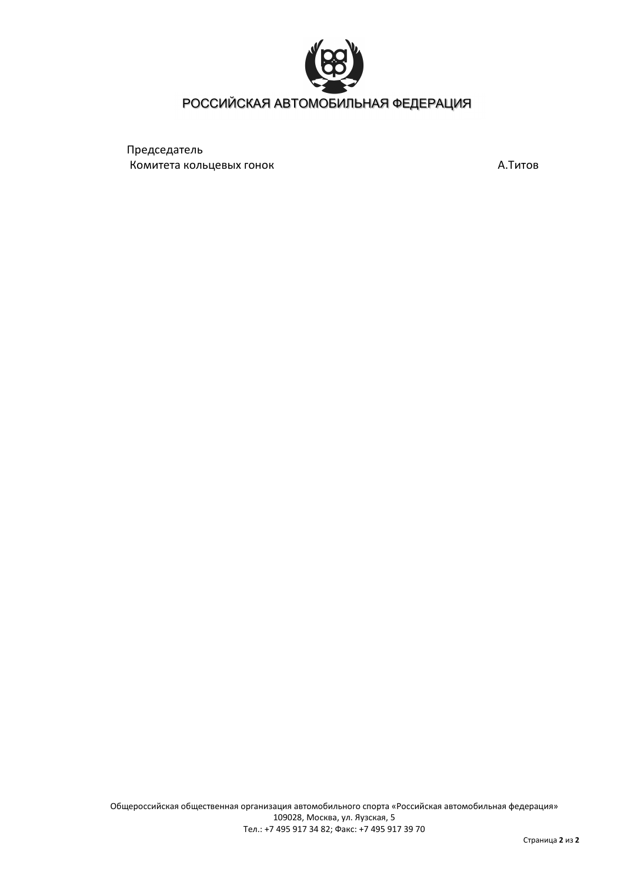РОССИЙСКАЯ АВТОМОБИЛЬНАЯ ФЕДЕРАЦИЯ

Председатель
Комитета кольцевых гонок А.Титов

Общероссийская общественная организация автомобильного спорта «Российская автомобильная федерация»
109028, Москва, ул. Яузская, 5
Тел.: +7 495 917 34 82; Факс: +7 495 917 39 70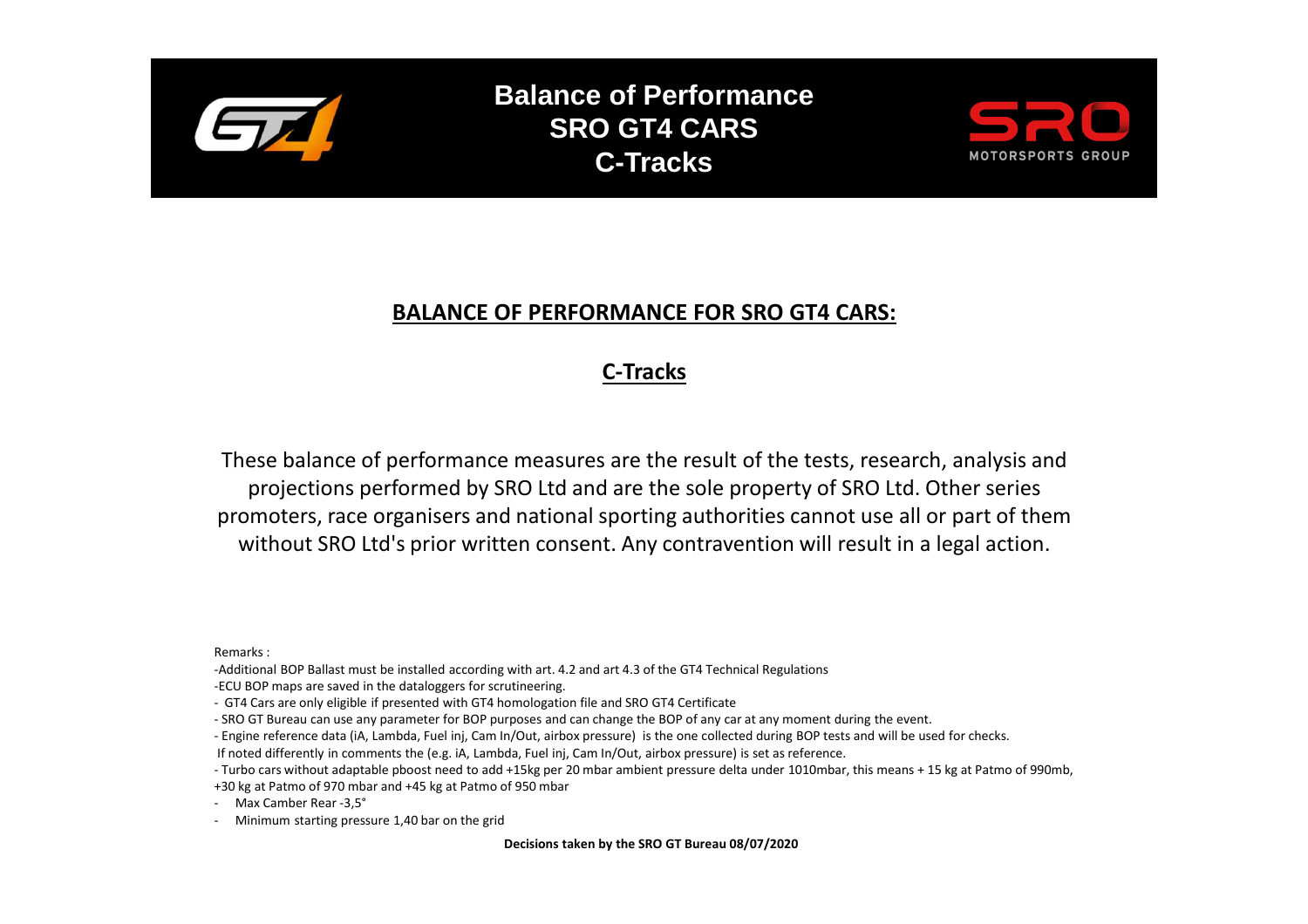# Balance of Performance SRO GT4 CARS C-Tracks

## BALANCE OF PERFORMANCE FOR SRO GT4 CARS:

## C-Tracks

These balance of performance measures are the result of the tests, research, analysis and projections performed by SRO Ltd and are the sole property of SRO Ltd. Other series promoters, race organisers and national sporting authorities cannot use all or part of them without SRO Ltd's prior written consent. Any contravention will result in a legal action.

Remarks :

-Additional BOP Ballast must be installed according with art. 4.2 and art 4.3 of the GT4 Technical Regulations

-ECU BOP maps are saved in the dataloggers for scrutineering.

- GT4 Cars are only eligible if presented with GT4 homologation file and SRO GT4 Certificate

- SRO GT Bureau can use any parameter for BOP purposes and can change the BOP of any car at any moment during the event.

- Engine reference data (iA, Lambda, Fuel inj, Cam In/Out, airbox pressure) is the one collected during BOP tests and will be used for checks.
 If noted differently in comments the (e.g. iA, Lambda, Fuel inj, Cam In/Out, airbox pressure) is set as reference.

- Turbo cars without adaptable pboost need to add +15kg per 20 mbar ambient pressure delta under 1010mbar, this means + 15 kg at Patmo of 990mb, +30 kg at Patmo of 970 mbar and +45 kg at Patmo of 950 mbar

- Max Camber Rear -3,5°
- Minimum starting pressure 1,40 bar on the grid

**Decisions taken by the SRO GT Bureau 08/07/2020**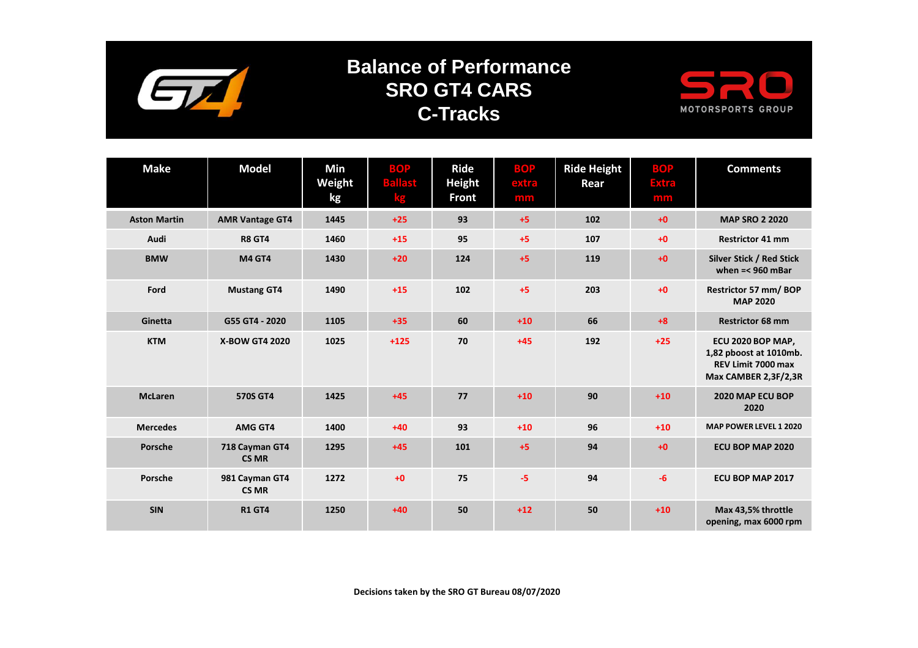# Balance of Performance
# SRO GT4 CARS
# C-Tracks

| Make | Model | Min Weight kg | BOP Ballast kg | Ride Height Front | BOP extra mm | Ride Height Rear | BOP Extra mm | Comments |
|---|---|---|---|---|---|---|---|---|
| Aston Martin | AMR Vantage GT4 | 1445 | +25 | 93 | +5 | 102 | +0 | MAP SRO 2 2020 |
| Audi | R8 GT4 | 1460 | +15 | 95 | +5 | 107 | +0 | Restrictor 41 mm |
| BMW | M4 GT4 | 1430 | +20 | 124 | +5 | 119 | +0 | Silver Stick / Red Stick when =< 960 mBar |
| Ford | Mustang GT4 | 1490 | +15 | 102 | +5 | 203 | +0 | Restrictor 57 mm/ BOP MAP 2020 |
| Ginetta | G55 GT4 - 2020 | 1105 | +35 | 60 | +10 | 66 | +8 | Restrictor 68 mm |
| KTM | X-BOW GT4 2020 | 1025 | +125 | 70 | +45 | 192 | +25 | ECU 2020 BOP MAP, 1,82 pboost at 1010mb. REV Limit 7000 max Max CAMBER 2,3F/2,3R |
| McLaren | 570S GT4 | 1425 | +45 | 77 | +10 | 90 | +10 | 2020 MAP ECU BOP 2020 |
| Mercedes | AMG GT4 | 1400 | +40 | 93 | +10 | 96 | +10 | MAP POWER LEVEL 1 2020 |
| Porsche | 718 Cayman GT4 CS MR | 1295 | +45 | 101 | +5 | 94 | +0 | ECU BOP MAP 2020 |
| Porsche | 981 Cayman GT4 CS MR | 1272 | +0 | 75 | -5 | 94 | -6 | ECU BOP MAP 2017 |
| SIN | R1 GT4 | 1250 | +40 | 50 | +12 | 50 | +10 | Max 43,5% throttle opening, max 6000 rpm |

**Decisions taken by the SRO GT Bureau 08/07/2020**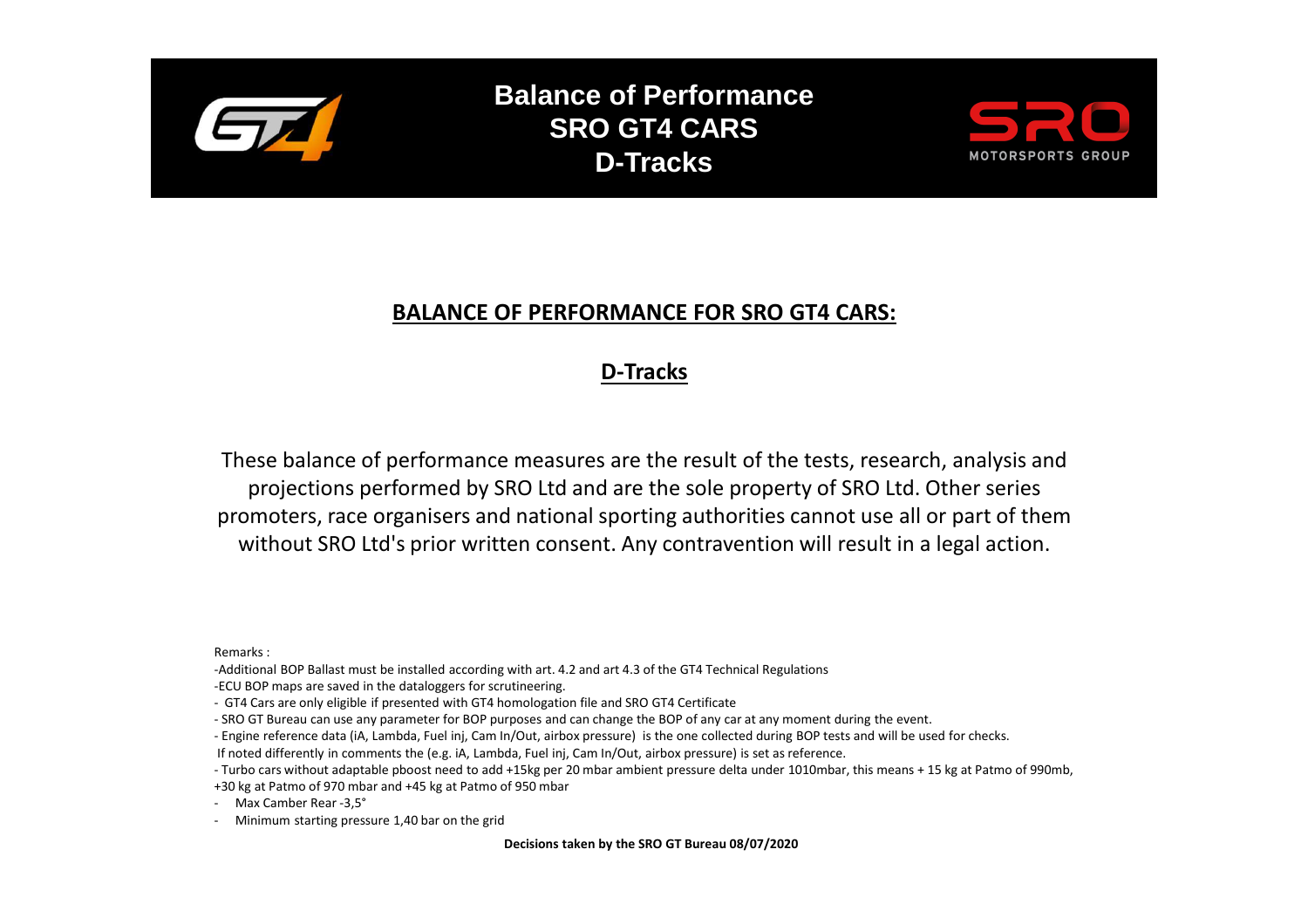# Balance of Performance SRO GT4 CARS D-Tracks

## BALANCE OF PERFORMANCE FOR SRO GT4 CARS:

## D-Tracks

These balance of performance measures are the result of the tests, research, analysis and projections performed by SRO Ltd and are the sole property of SRO Ltd. Other series promoters, race organisers and national sporting authorities cannot use all or part of them without SRO Ltd's prior written consent. Any contravention will result in a legal action.

Remarks :

-Additional BOP Ballast must be installed according with art. 4.2 and art 4.3 of the GT4 Technical Regulations

-ECU BOP maps are saved in the dataloggers for scrutineering.

- GT4 Cars are only eligible if presented with GT4 homologation file and SRO GT4 Certificate
- SRO GT Bureau can use any parameter for BOP purposes and can change the BOP of any car at any moment during the event.
- Engine reference data (iA, Lambda, Fuel inj, Cam In/Out, airbox pressure) is the one collected during BOP tests and will be used for checks.

If noted differently in comments the (e.g. iA, Lambda, Fuel inj, Cam In/Out, airbox pressure) is set as reference.

- Turbo cars without adaptable pboost need to add +15kg per 20 mbar ambient pressure delta under 1010mbar, this means + 15 kg at Patmo of 990mb, +30 kg at Patmo of 970 mbar and +45 kg at Patmo of 950 mbar
- Max Camber Rear -3,5°
- Minimum starting pressure 1,40 bar on the grid

**Decisions taken by the SRO GT Bureau 08/07/2020**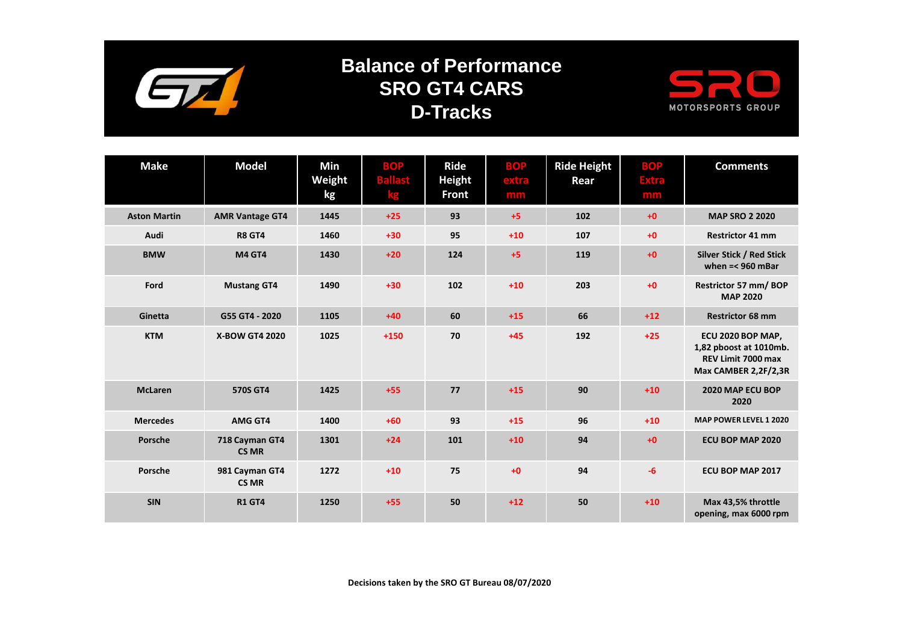# Balance of Performance
# SRO GT4 CARS
# D-Tracks

| Make | Model | Min Weight kg | BOP Ballast kg | Ride Height Front | BOP extra mm | Ride Height Rear | BOP Extra mm | Comments |
|---|---|---|---|---|---|---|---|---|
| Aston Martin | AMR Vantage GT4 | 1445 | +25 | 93 | +5 | 102 | +0 | MAP SRO 2 2020 |
| Audi | R8 GT4 | 1460 | +30 | 95 | +10 | 107 | +0 | Restrictor 41 mm |
| BMW | M4 GT4 | 1430 | +20 | 124 | +5 | 119 | +0 | Silver Stick / Red Stick when =< 960 mBar |
| Ford | Mustang GT4 | 1490 | +30 | 102 | +10 | 203 | +0 | Restrictor 57 mm/ BOP MAP 2020 |
| Ginetta | G55 GT4 - 2020 | 1105 | +40 | 60 | +15 | 66 | +12 | Restrictor 68 mm |
| KTM | X-BOW GT4 2020 | 1025 | +150 | 70 | +45 | 192 | +25 | ECU 2020 BOP MAP, 1,82 pboost at 1010mb. REV Limit 7000 max Max CAMBER 2,2F/2,3R |
| McLaren | 570S GT4 | 1425 | +55 | 77 | +15 | 90 | +10 | 2020 MAP ECU BOP 2020 |
| Mercedes | AMG GT4 | 1400 | +60 | 93 | +15 | 96 | +10 | MAP POWER LEVEL 1 2020 |
| Porsche | 718 Cayman GT4 CS MR | 1301 | +24 | 101 | +10 | 94 | +0 | ECU BOP MAP 2020 |
| Porsche | 981 Cayman GT4 CS MR | 1272 | +10 | 75 | +0 | 94 | -6 | ECU BOP MAP 2017 |
| SIN | R1 GT4 | 1250 | +55 | 50 | +12 | 50 | +10 | Max 43,5% throttle opening, max 6000 rpm |

**Decisions taken by the SRO GT Bureau 08/07/2020**